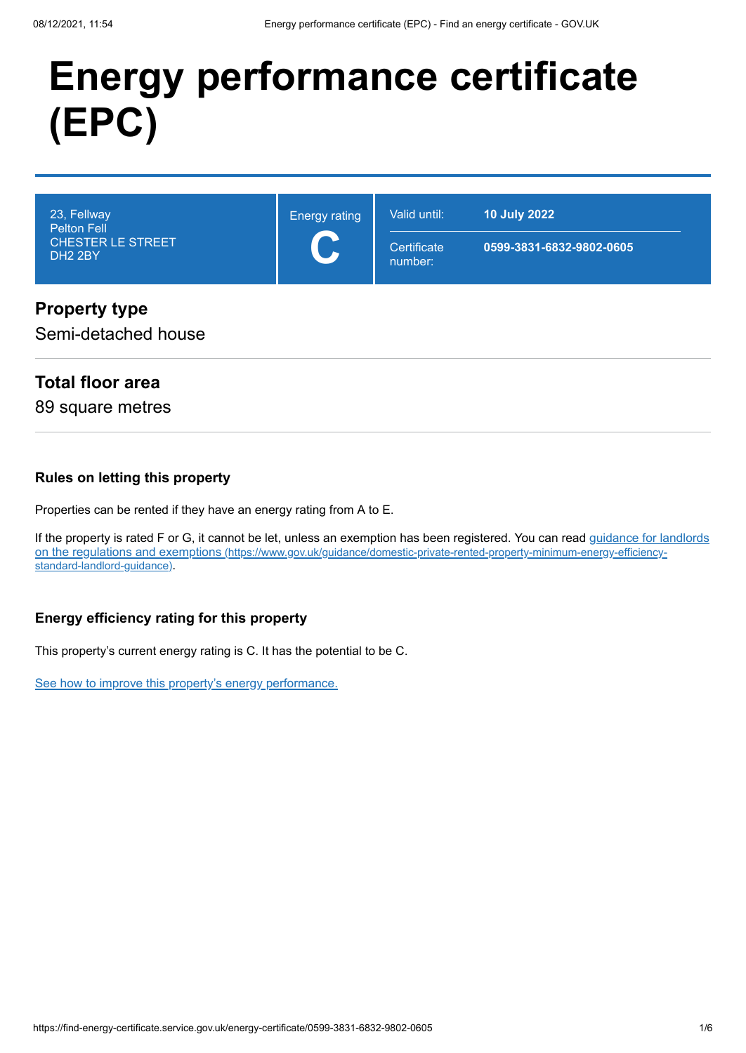# Energy performance certificate (EPC)

23, Fellway
Pelton Fell
CHESTER LE STREET
DH2 2BY

Energy rating

**C**

| Valid until: | **10 July 2022** |
| --- | --- |
| Certificate number: | **0599-3831-6832-9802-0605** |

## Property type

Semi-detached house

## Total floor area

89 square metres

### Rules on letting this property

Properties can be rented if they have an energy rating from A to E.

If the property is rated F or G, it cannot be let, unless an exemption has been registered. You can read [guidance for landlords on the regulations and exemptions (https://www.gov.uk/guidance/domestic-private-rented-property-minimum-energy-efficiency-standard-landlord-guidance)](https://www.gov.uk/guidance/domestic-private-rented-property-minimum-energy-efficiency-standard-landlord-guidance).

### Energy efficiency rating for this property

This property's current energy rating is C. It has the potential to be C.

See how to improve this property's energy performance.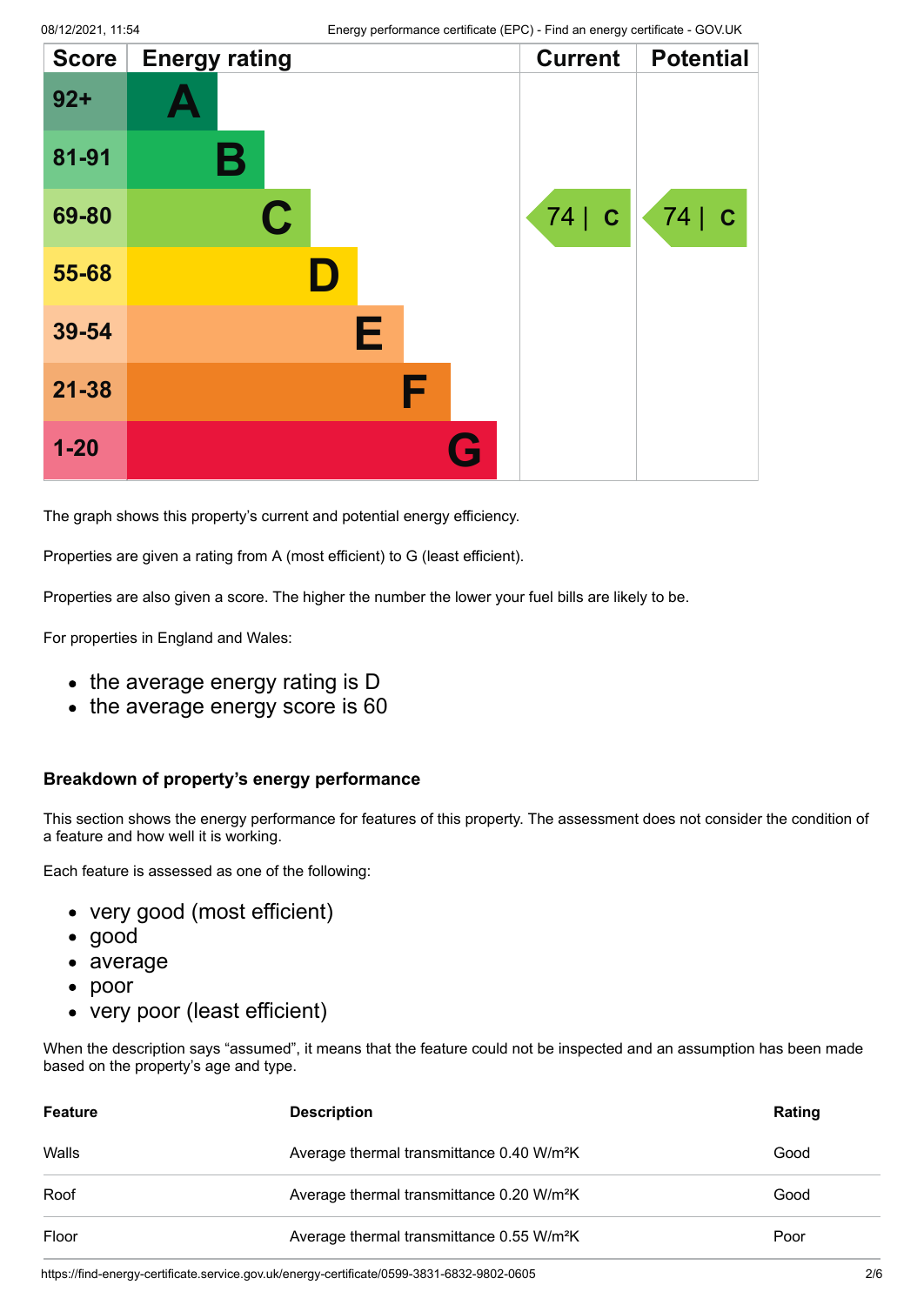| Score | Energy rating | Current | Potential |
|---|---|---|---|
| 92+ | A | | |
| 81-91 | B | | |
| 69-80 | C | 74 \| C | 74 \| C |
| 55-68 | D | | |
| 39-54 | E | | |
| 21-38 | F | | |
| 1-20 | G | | |

The graph shows this property's current and potential energy efficiency.

Properties are given a rating from A (most efficient) to G (least efficient).

Properties are also given a score. The higher the number the lower your fuel bills are likely to be.

For properties in England and Wales:

- the average energy rating is D
- the average energy score is 60

### Breakdown of property's energy performance

This section shows the energy performance for features of this property. The assessment does not consider the condition of a feature and how well it is working.

Each feature is assessed as one of the following:

- very good (most efficient)
- good
- average
- poor
- very poor (least efficient)

When the description says "assumed", it means that the feature could not be inspected and an assumption has been made based on the property's age and type.

| Feature | Description | Rating |
|---|---|---|
| Walls | Average thermal transmittance 0.40 W/m²K | Good |
| Roof | Average thermal transmittance 0.20 W/m²K | Good |
| Floor | Average thermal transmittance 0.55 W/m²K | Poor |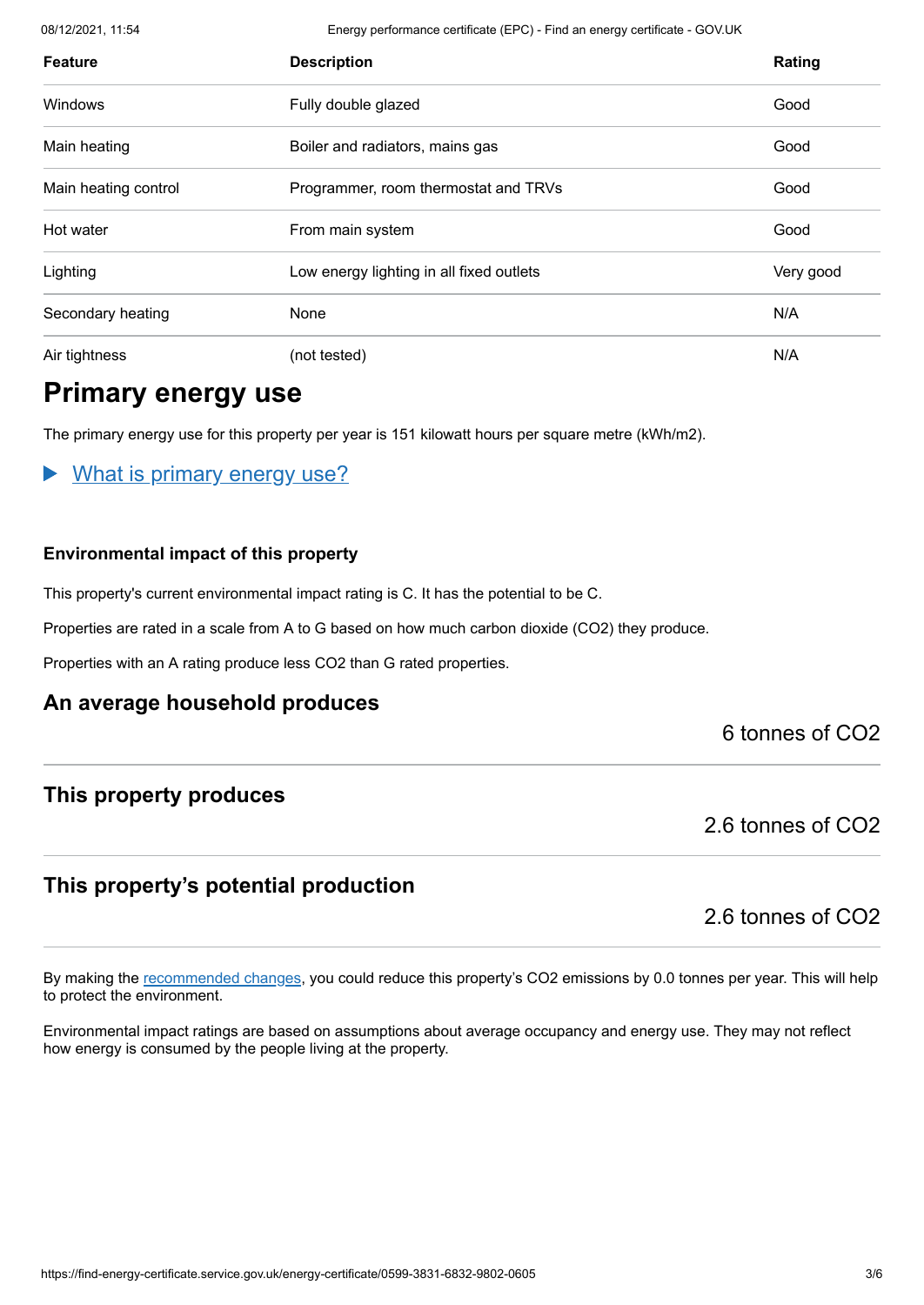| Feature | Description | Rating |
|---|---|---|
| Windows | Fully double glazed | Good |
| Main heating | Boiler and radiators, mains gas | Good |
| Main heating control | Programmer, room thermostat and TRVs | Good |
| Hot water | From main system | Good |
| Lighting | Low energy lighting in all fixed outlets | Very good |
| Secondary heating | None | N/A |
| Air tightness | (not tested) | N/A |

## Primary energy use

The primary energy use for this property per year is 151 kilowatt hours per square metre (kWh/m2).

▶ What is primary energy use?

### Environmental impact of this property

This property's current environmental impact rating is C. It has the potential to be C.

Properties are rated in a scale from A to G based on how much carbon dioxide ($CO_2$) they produce.

Properties with an A rating produce less $CO_2$ than G rated properties.

### An average household produces

6 tonnes of $CO_2$

### This property produces

2.6 tonnes of $CO_2$

### This property's potential production

2.6 tonnes of $CO_2$

By making the recommended changes, you could reduce this property's $CO_2$ emissions by 0.0 tonnes per year. This will help to protect the environment.

Environmental impact ratings are based on assumptions about average occupancy and energy use. They may not reflect how energy is consumed by the people living at the property.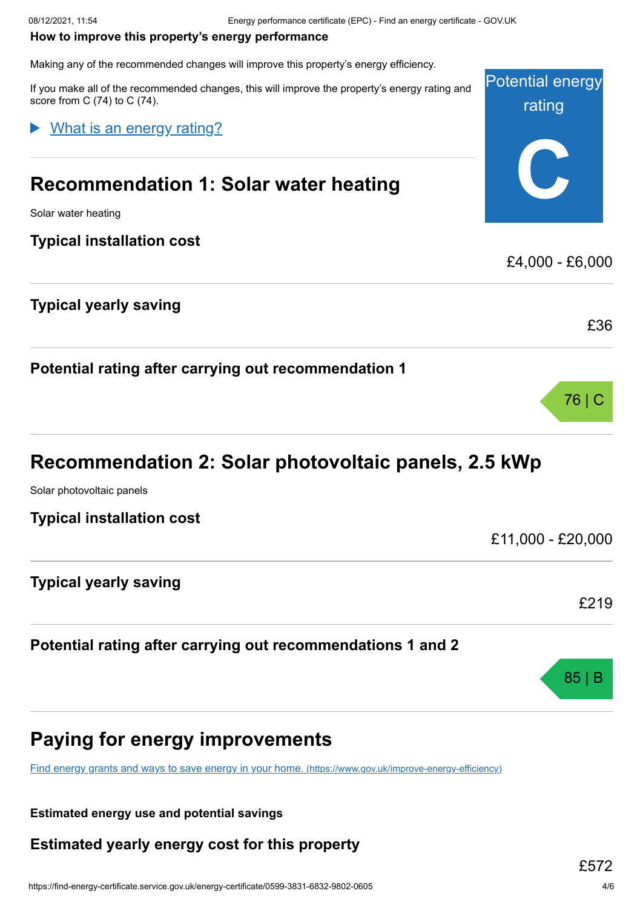**How to improve this property's energy performance**

Making any of the recommended changes will improve this property's energy efficiency.

If you make all of the recommended changes, this will improve the property's energy rating and score from C (74) to C (74).

Potential energy rating

**C**

What is an energy rating?

## Recommendation 1: Solar water heating

Solar water heating

### Typical installation cost

£4,000 - £6,000

### Typical yearly saving

£36

### Potential rating after carrying out recommendation 1

76 | C

## Recommendation 2: Solar photovoltaic panels, 2.5 kWp

Solar photovoltaic panels

### Typical installation cost

£11,000 - £20,000

### Typical yearly saving

£219

### Potential rating after carrying out recommendations 1 and 2

85 | B

## Paying for energy improvements

[Find energy grants and ways to save energy in your home.](https://www.gov.uk/improve-energy-efficiency) (https://www.gov.uk/improve-energy-efficiency)

**Estimated energy use and potential savings**

### Estimated yearly energy cost for this property

£572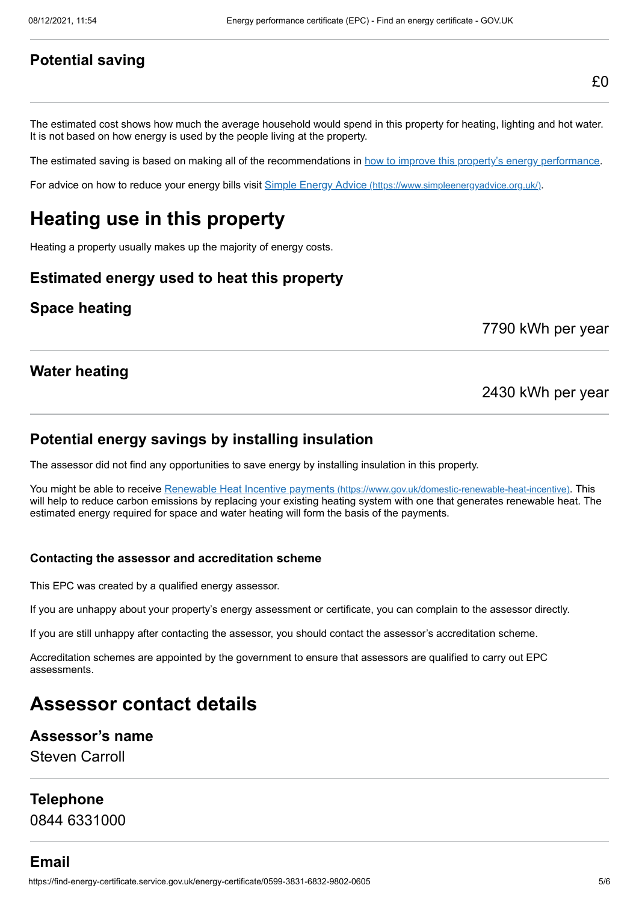### Potential saving

£0

The estimated cost shows how much the average household would spend in this property for heating, lighting and hot water. It is not based on how energy is used by the people living at the property.

The estimated saving is based on making all of the recommendations in [how to improve this property's energy performance](#).

For advice on how to reduce your energy bills visit [Simple Energy Advice (https://www.simpleenergyadvice.org.uk/)](https://www.simpleenergyadvice.org.uk/).

# Heating use in this property

Heating a property usually makes up the majority of energy costs.

### Estimated energy used to heat this property

### Space heating

7790 kWh per year

### Water heating

2430 kWh per year

### Potential energy savings by installing insulation

The assessor did not find any opportunities to save energy by installing insulation in this property.

You might be able to receive [Renewable Heat Incentive payments (https://www.gov.uk/domestic-renewable-heat-incentive)](https://www.gov.uk/domestic-renewable-heat-incentive). This will help to reduce carbon emissions by replacing your existing heating system with one that generates renewable heat. The estimated energy required for space and water heating will form the basis of the payments.

#### Contacting the assessor and accreditation scheme

This EPC was created by a qualified energy assessor.

If you are unhappy about your property's energy assessment or certificate, you can complain to the assessor directly.

If you are still unhappy after contacting the assessor, you should contact the assessor's accreditation scheme.

Accreditation schemes are appointed by the government to ensure that assessors are qualified to carry out EPC assessments.

# Assessor contact details

### Assessor's name

Steven Carroll

### Telephone

0844 6331000

### Email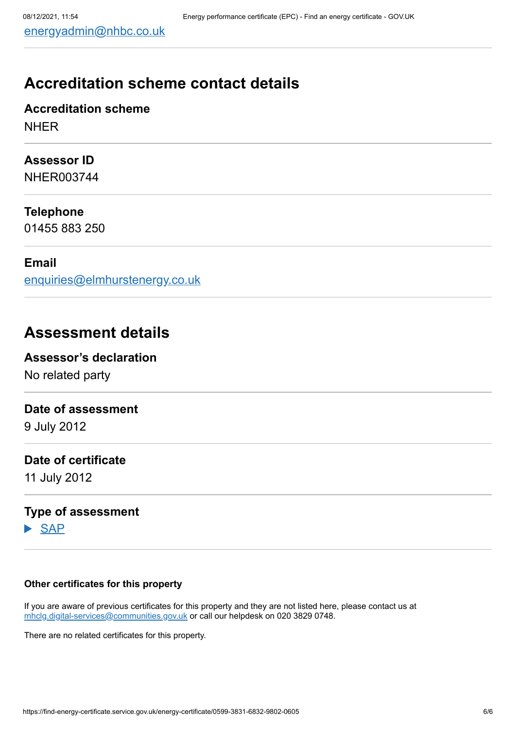[energyadmin@nhbc.co.uk](mailto:energyadmin@nhbc.co.uk)

## Accreditation scheme contact details

**Accreditation scheme**

NHER

**Assessor ID**

NHER003744

**Telephone**

01455 883 250

**Email**

[enquiries@elmhurstenergy.co.uk](mailto:enquiries@elmhurstenergy.co.uk)

## Assessment details

**Assessor's declaration**

No related party

**Date of assessment**

9 July 2012

**Date of certificate**

11 July 2012

**Type of assessment**

▶ SAP

**Other certificates for this property**

If you are aware of previous certificates for this property and they are not listed here, please contact us at [mhclg.digital-services@communities.gov.uk](mailto:mhclg.digital-services@communities.gov.uk) or call our helpdesk on 020 3829 0748.

There are no related certificates for this property.